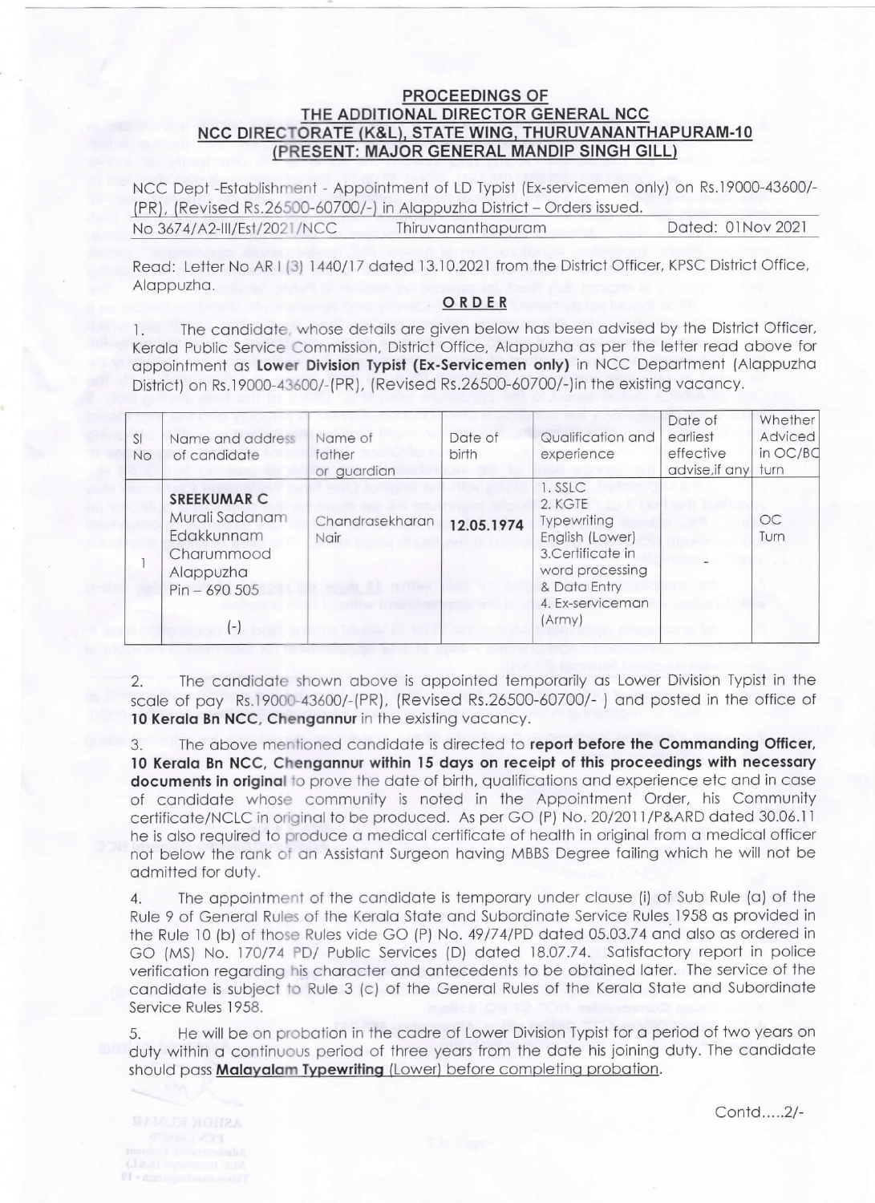**PROCEEDINGS OF**
**THE ADDITIONAL DIRECTOR GENERAL NCC**
**NCC DIRECTORATE (K&L), STATE WING, THURUVANANTHAPURAM-10**
**(PRESENT: MAJOR GENERAL MANDIP SINGH GILL)**

NCC Dept -Establishment - Appointment of LD Typist (Ex-servicemen only) on Rs.19000-43600/- (PR), (Revised Rs.26500-60700/-) in Alappuzha District – Orders issued.

No 3674/A2-III/Est/2021/NCC    Thiruvananthapuram    Dated: 01Nov 2021

Read: Letter No AR I (3) 1440/17 dated 13.10.2021 from the District Officer, KPSC District Office, Alappuzha.

**ORDER**

1. The candidate, whose details are given below has been advised by the District Officer, Kerala Public Service Commission, District Office, Alappuzha as per the letter read above for appointment as **Lower Division Typist (Ex-Servicemen only)** in NCC Department (Alappuzha District) on Rs.19000-43600/-(PR), (Revised Rs.26500-60700/-)in the existing vacancy.

| Sl No | Name and address of candidate | Name of father or guardian | Date of birth | Qualification and experience | Date of earliest effective advise,if any | Whether Adviced in OC/BC turn |
|---|---|---|---|---|---|---|
| 1 | **SREEKUMAR C** Murali Sadanam Edakkunnam Charummood Alappuzha Pin – 690 505 (-) | Chandrasekharan Nair | **12.05.1974** | 1. SSLC 2. KGTE Typewriting English (Lower) 3.Certificate in word processing & Data Entry 4. Ex-serviceman (Army) | - | OC Turn |

2. The candidate shown above is appointed temporarily as Lower Division Typist in the scale of pay Rs.19000-43600/-(PR), (Revised Rs.26500-60700/- ) and posted in the office of **10 Kerala Bn NCC, Chengannur** in the existing vacancy.

3. The above mentioned candidate is directed to **report before the Commanding Officer, 10 Kerala Bn NCC, Chengannur within 15 days on receipt of this proceedings with necessary documents in original** to prove the date of birth, qualifications and experience etc and in case of candidate whose community is noted in the Appointment Order, his Community certificate/NCLC in original to be produced. As per GO (P) No. 20/2011/P&ARD dated 30.06.11 he is also required to produce a medical certificate of health in original from a medical officer not below the rank of an Assistant Surgeon having MBBS Degree failing which he will not be admitted for duty.

4. The appointment of the candidate is temporary under clause (i) of Sub Rule (a) of the Rule 9 of General Rules of the Kerala State and Subordinate Service Rules 1958 as provided in the Rule 10 (b) of those Rules vide GO (P) No. 49/74/PD dated 05.03.74 and also as ordered in GO (MS) No. 170/74 PD/ Public Services (D) dated 18.07.74. Satisfactory report in police verification regarding his character and antecedents to be obtained later. The service of the candidate is subject to Rule 3 (c) of the General Rules of the Kerala State and Subordinate Service Rules 1958.

5. He will be on probation in the cadre of Lower Division Typist for a period of two years on duty within a continuous period of three years from the date his joining duty. The candidate should pass **Malayalam Typewriting** (Lower) before completing probation.

Contd.....2/-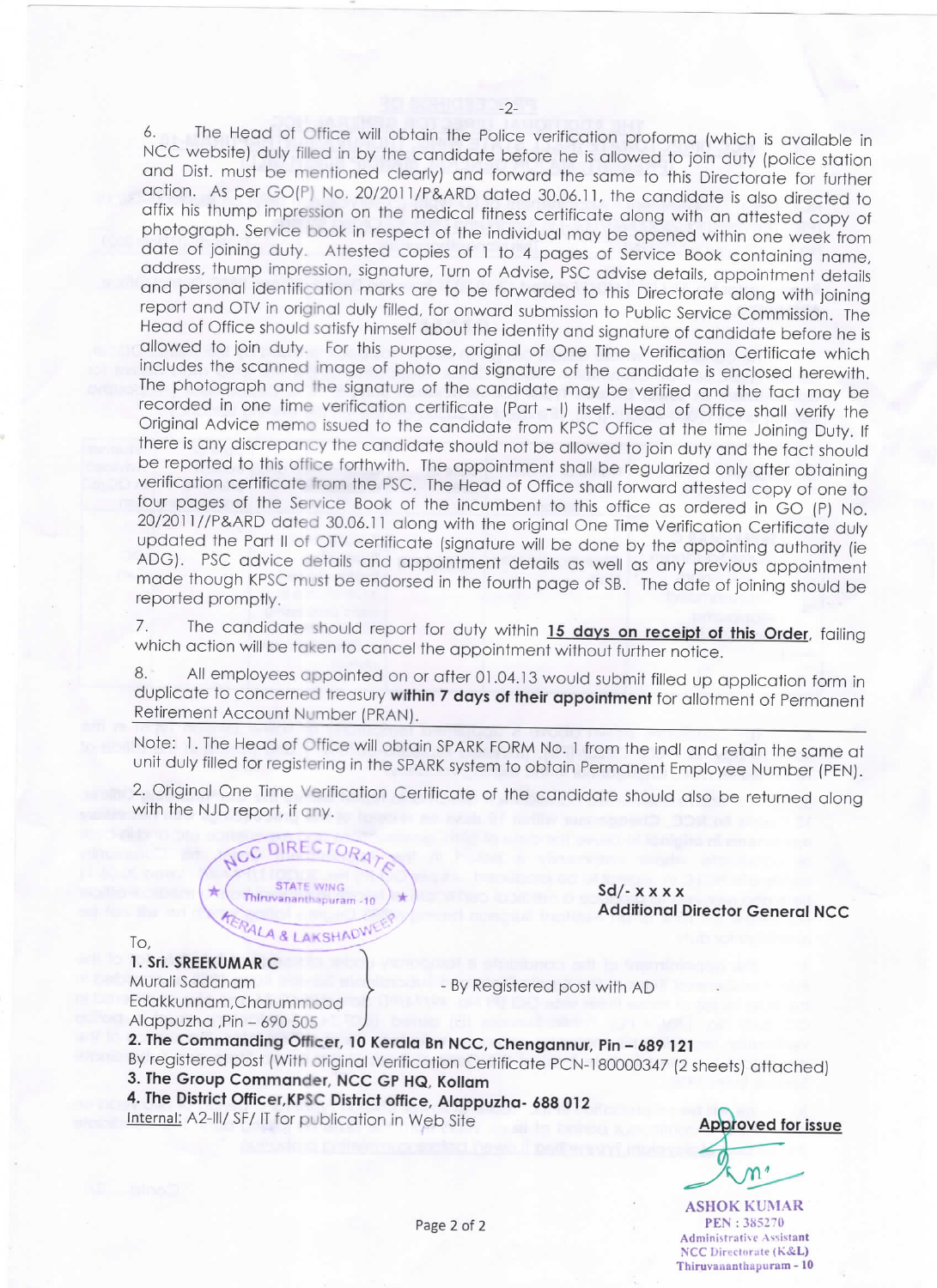6. The Head of Office will obtain the Police verification proforma (which is available in NCC website) duly filled in by the candidate before he is allowed to join duty (police station and Dist. must be mentioned clearly) and forward the same to this Directorate for further action. As per GO(P) No. 20/2011/P&ARD dated 30.06.11, the candidate is also directed to affix his thump impression on the medical fitness certificate along with an attested copy of photograph. Service book in respect of the individual may be opened within one week from date of joining duty. Attested copies of 1 to 4 pages of Service Book containing name, address, thump impression, signature, Turn of Advise, PSC advise details, appointment details and personal identification marks are to be forwarded to this Directorate along with joining report and OTV in original duly filled, for onward submission to Public Service Commission. The Head of Office should satisfy himself about the identity and signature of candidate before he is allowed to join duty. For this purpose, original of One Time Verification Certificate which includes the scanned image of photo and signature of the candidate is enclosed herewith. The photograph and the signature of the candidate may be verified and the fact may be recorded in one time verification certificate (Part - I) itself. Head of Office shall verify the Original Advice memo issued to the candidate from KPSC Office at the time Joining Duty. If there is any discrepancy the candidate should not be allowed to join duty and the fact should be reported to this office forthwith. The appointment shall be regularized only after obtaining verification certificate from the PSC. The Head of Office shall forward attested copy of one to four pages of the Service Book of the incumbent to this office as ordered in GO (P) No. 20/2011//P&ARD dated 30.06.11 along with the original One Time Verification Certificate duly updated the Part II of OTV certificate (signature will be done by the appointing authority (ie ADG). PSC advice details and appointment details as well as any previous appointment made though KPSC must be endorsed in the fourth page of SB. The date of joining should be reported promptly.

7. The candidate should report for duty within **15 days on receipt of this Order**, failing which action will be taken to cancel the appointment without further notice.

8. All employees appointed on or after 01.04.13 would submit filled up application form in duplicate to concerned treasury **within 7 days of their appointment** for allotment of Permanent Retirement Account Number (PRAN).

Note: 1. The Head of Office will obtain SPARK FORM No. 1 from the indl and retain the same at unit duly filled for registering in the SPARK system to obtain Permanent Employee Number (PEN).

2. Original One Time Verification Certificate of the candidate should also be returned along with the NJD report, if any.

NCC DIRECTORATE STATE WING Thiruvananthapuram -10 KERALA & LAKSHADWEEP

**Sd/- x x x x**
**Additional Director General NCC**

To,

**1. Sri. SREEKUMAR C**
Murali Sadanam
Edakkunnam,Charummood
Alappuzha ,Pin – 690 505
} - By Registered post with AD

**2. The Commanding Officer, 10 Kerala Bn NCC, Chengannur, Pin – 689 121**
By registered post (With original Verification Certificate PCN-180000347 (2 sheets) attached)

**3. The Group Commander, NCC GP HQ, Kollam**

**4. The District Officer,KPSC District office, Alappuzha- 688 012**

Internal: A2-III/ SF/ IT for publication in Web Site

**Approved for issue**

**ASHOK KUMAR**
PEN : 385270
Administrative Assistant
NCC Directorate (K&L)
Thiruvananthapuram - 10